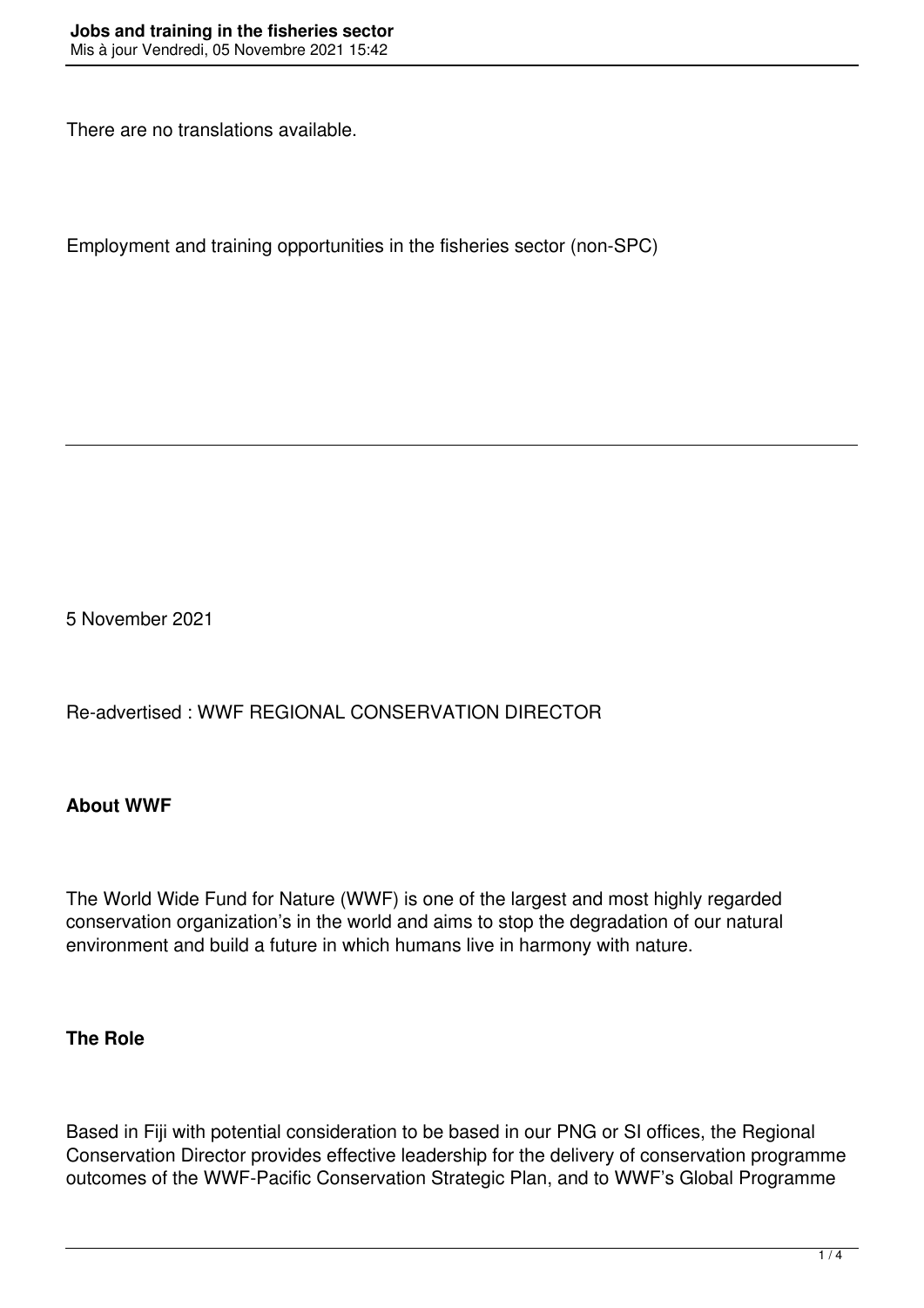There are no translations available.

Employment and training opportunities in the fisheries sector (non-SPC)

---

5 November 2021

Re-advertised : WWF REGIONAL CONSERVATION DIRECTOR

**About WWF**

The World Wide Fund for Nature (WWF) is one of the largest and most highly regarded conservation organization's in the world and aims to stop the degradation of our natural environment and build a future in which humans live in harmony with nature.

**The Role**

Based in Fiji with potential consideration to be based in our PNG or SI offices, the Regional Conservation Director provides effective leadership for the delivery of conservation programme outcomes of the WWF-Pacific Conservation Strategic Plan, and to WWF's Global Programme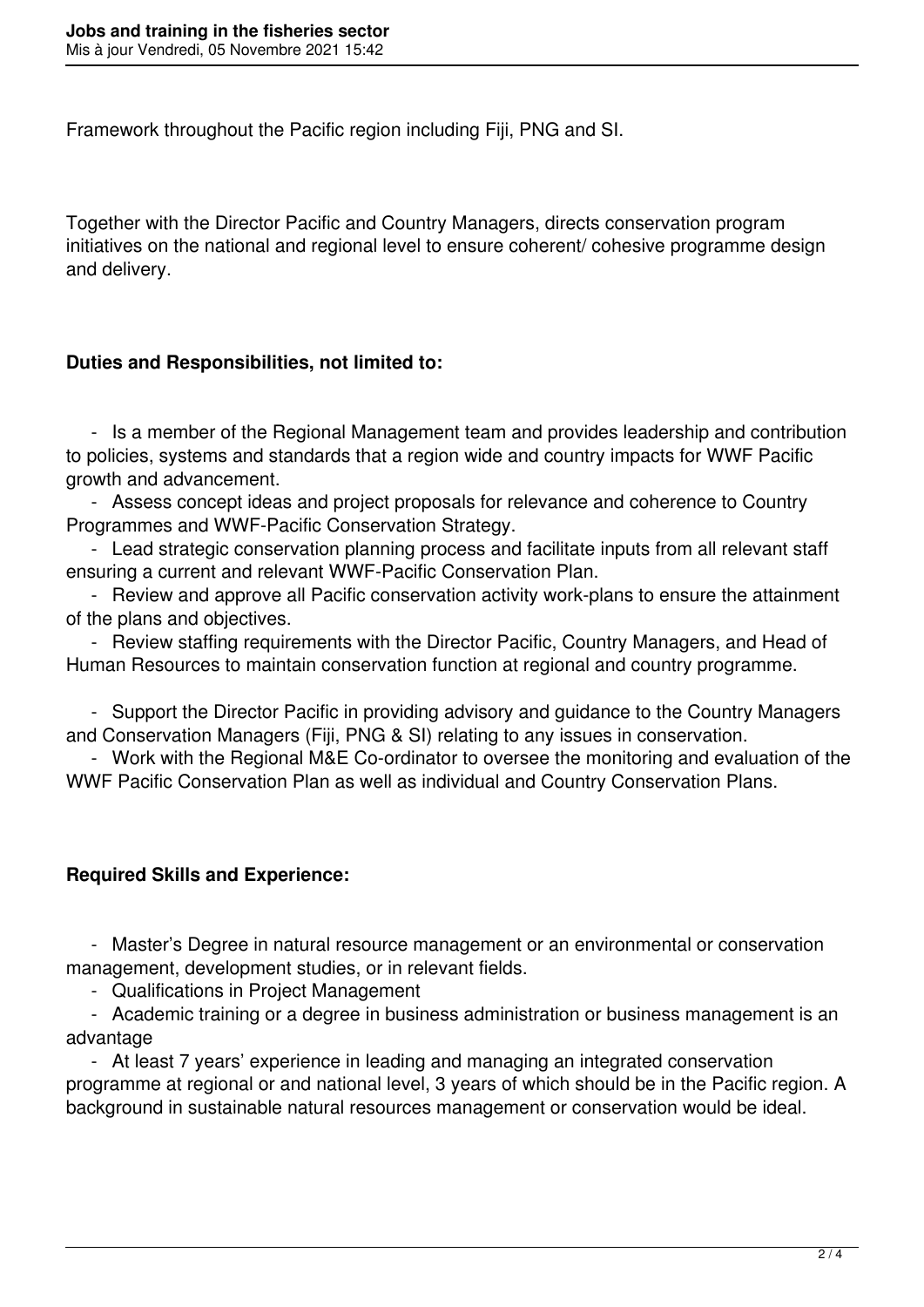Framework throughout the Pacific region including Fiji, PNG and SI.

Together with the Director Pacific and Country Managers, directs conservation program initiatives on the national and regional level to ensure coherent/ cohesive programme design and delivery.

**Duties and Responsibilities, not limited to:**

- Is a member of the Regional Management team and provides leadership and contribution to policies, systems and standards that a region wide and country impacts for WWF Pacific growth and advancement.
- Assess concept ideas and project proposals for relevance and coherence to Country Programmes and WWF-Pacific Conservation Strategy.
- Lead strategic conservation planning process and facilitate inputs from all relevant staff ensuring a current and relevant WWF-Pacific Conservation Plan.
- Review and approve all Pacific conservation activity work-plans to ensure the attainment of the plans and objectives.
- Review staffing requirements with the Director Pacific, Country Managers, and Head of Human Resources to maintain conservation function at regional and country programme.
- Support the Director Pacific in providing advisory and guidance to the Country Managers and Conservation Managers (Fiji, PNG & SI) relating to any issues in conservation.
- Work with the Regional M&E Co-ordinator to oversee the monitoring and evaluation of the WWF Pacific Conservation Plan as well as individual and Country Conservation Plans.

**Required Skills and Experience:**

- Master's Degree in natural resource management or an environmental or conservation management, development studies, or in relevant fields.
- Qualifications in Project Management
- Academic training or a degree in business administration or business management is an advantage
- At least 7 years' experience in leading and managing an integrated conservation programme at regional or and national level, 3 years of which should be in the Pacific region. A background in sustainable natural resources management or conservation would be ideal.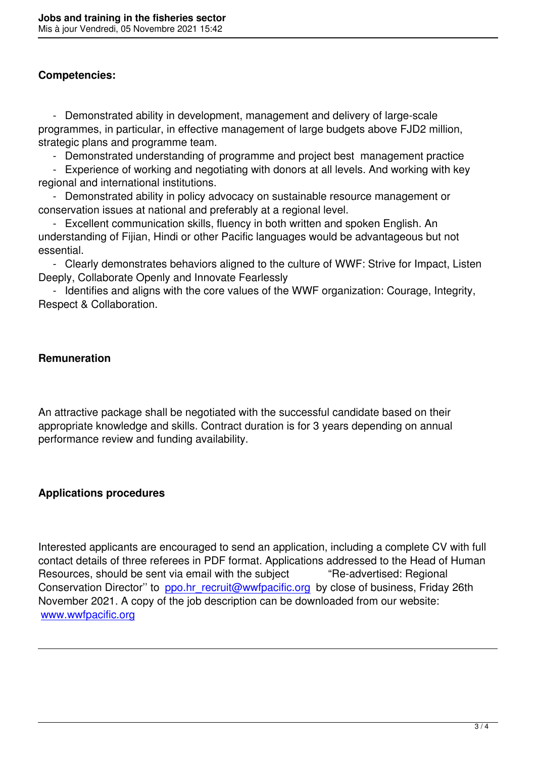**Competencies:**

- Demonstrated ability in development, management and delivery of large-scale programmes, in particular, in effective management of large budgets above FJD2 million, strategic plans and programme team.
- Demonstrated understanding of programme and project best management practice
- Experience of working and negotiating with donors at all levels. And working with key regional and international institutions.
- Demonstrated ability in policy advocacy on sustainable resource management or conservation issues at national and preferably at a regional level.
- Excellent communication skills, fluency in both written and spoken English. An understanding of Fijian, Hindi or other Pacific languages would be advantageous but not essential.
- Clearly demonstrates behaviors aligned to the culture of WWF: Strive for Impact, Listen Deeply, Collaborate Openly and Innovate Fearlessly
- Identifies and aligns with the core values of the WWF organization: Courage, Integrity, Respect & Collaboration.

**Remuneration**

An attractive package shall be negotiated with the successful candidate based on their appropriate knowledge and skills. Contract duration is for 3 years depending on annual performance review and funding availability.

**Applications procedures**

Interested applicants are encouraged to send an application, including a complete CV with full contact details of three referees in PDF format. Applications addressed to the Head of Human Resources, should be sent via email with the subject "Re-advertised: Regional Conservation Director'' to ppo.hr_recruit@wwfpacific.org by close of business, Friday 26th November 2021. A copy of the job description can be downloaded from our website: www.wwfpacific.org